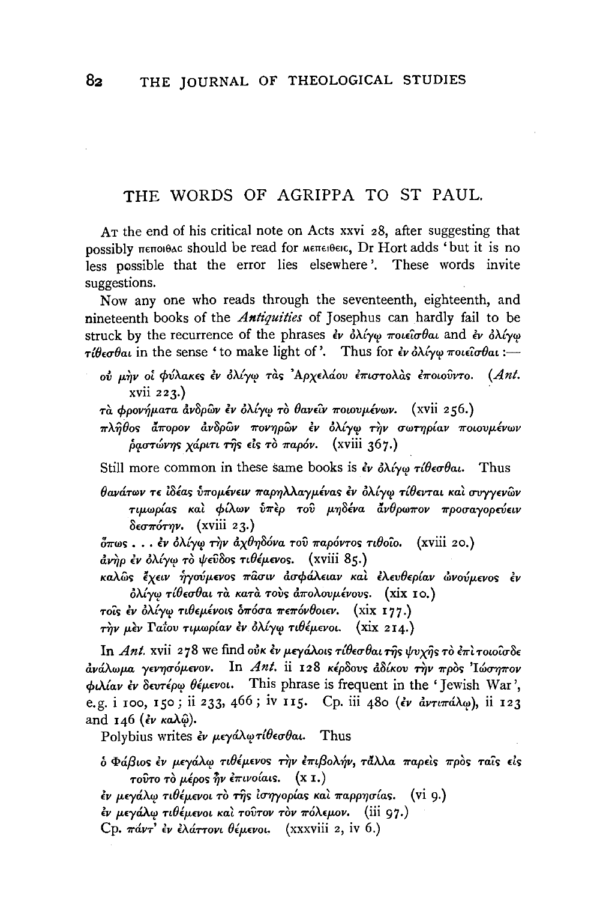## THE WORDS OF AGRIPPA TO ST PAUL.

At the end of his critical note on Acts xxvi 28, after suggesting that possibly πεποιθας should be read for μεπειθεις, Dr Hort adds 'but it is no less possible that the error lies elsewhere'. These words invite suggestions.

Now any one who reads through the seventeenth, eighteenth, and nineteenth books of the *Antiquities* of Josephus can hardly fail to be struck by the recurrence of the phrases ἐν ὀλίγῳ ποιεῖσθαι and ἐν ὀλίγῳ τίθεσθαι in the sense 'to make light of'. Thus for ἐν ὀλίγῳ ποιεῖσθαι :—

> οὐ μὴν οἱ φύλακες ἐν ὀλίγῳ τὰς Ἀρχελάου ἐπιστολὰς ἐποιοῦντο. (*Ant.* xvii 223.)
>
> τὰ φρονήματα ἀνδρῶν ἐν ὀλίγῳ τὸ θανεῖν ποιουμένων. (xvii 256.)
>
> πλῆθος ἄπορον ἀνδρῶν πονηρῶν ἐν ὀλίγῳ τὴν σωτηρίαν ποιουμένων ῥᾳστώνης χάριτι τῆς εἰς τὸ παρόν. (xviii 367.)

Still more common in these same books is ἐν ὀλίγῳ τίθεσθαι. Thus

> θανάτων τε ἰδέας ὑπομένειν παρηλλαγμένας ἐν ὀλίγῳ τίθενται καὶ συγγενῶν τιμωρίας καὶ φίλων ὑπὲρ τοῦ μηδένα ἄνθρωπον προσαγορεύειν δεσπότην. (xviii 23.)
>
> ὅπως . . . ἐν ὀλίγῳ τὴν ἀχθηδόνα τοῦ παρόντος τιθοῖο. (xviii 20.)
>
> ἀνὴρ ἐν ὀλίγῳ τὸ ψεῦδος τιθέμενος. (xviii 85.)
>
> καλῶς ἔχειν ἡγούμενος πᾶσιν ἀσφάλειαν καὶ ἐλευθερίαν ὠνούμενος ἐν ὀλίγῳ τίθεσθαι τὰ κατὰ τοὺς ἀπολουμένους. (xix 10.)
>
> τοῖς ἐν ὀλίγῳ τιθεμένοις ὁπόσα πεπόνθοιεν. (xix 177.)
>
> τὴν μὲν Γαΐου τιμωρίαν ἐν ὀλίγῳ τιθέμενοι. (xix 214.)

In *Ant.* xvii 278 we find οὐκ ἐν μεγάλοις τίθεσθαι τῆς ψυχῆς τὸ ἐπὶ τοιοῖσδε ἀνάλωμα γενησόμενον. In *Ant.* ii 128 κέρδους ἀδίκου τὴν πρὸς Ἰώσηπον φιλίαν ἐν δευτέρῳ θέμενοι. This phrase is frequent in the 'Jewish War', e.g. i 100, 150; ii 233, 466; iv 115. Cp. iii 480 (ἐν ἀντιπάλῳ), ii 123 and 146 (ἐν καλῷ).

Polybius writes ἐν μεγάλῳ τίθεσθαι. Thus

> ὁ Φάβιος ἐν μεγάλῳ τιθέμενος τὴν ἐπιβολήν, τἆλλα παρεὶς πρὸς ταῖς εἰς τοῦτο τὸ μέρος ἦν ἐπινοίαις. (x 1.)
>
> ἐν μεγάλῳ τιθέμενοι τὸ τῆς ἰσηγορίας καὶ παρρησίας. (vi 9.)
>
> ἐν μεγάλῳ τιθέμενοι καὶ τοῦτον τὸν πόλεμον. (iii 97.)

Cp. πάντ' ἐν ἐλάττονι θέμενοι. (xxxviii 2, iv 6.)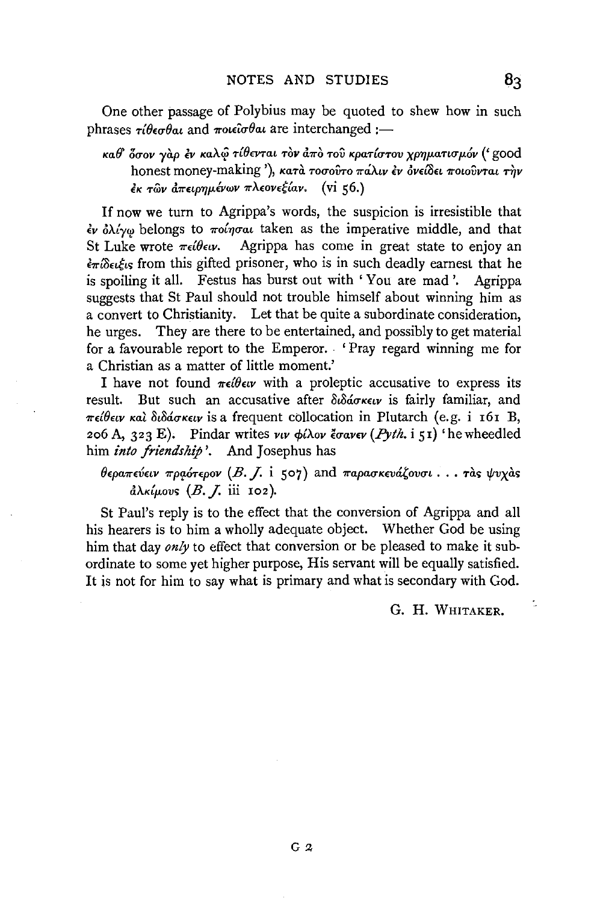One other passage of Polybius may be quoted to shew how in such phrases τίθεσθαι and ποιεῖσθαι are interchanged :—

> καθ' ὅσον γὰρ ἐν καλῷ τίθενται τὸν ἀπὸ τοῦ κρατίστου χρηματισμόν ('good honest money-making'), κατὰ τοσοῦτο πάλιν ἐν ὀνείδει ποιοῦνται τὴν ἐκ τῶν ἀπειρημένων πλεονεξίαν. (vi 56.)

If now we turn to Agrippa's words, the suspicion is irresistible that ἐν ὀλίγῳ belongs to ποίησαι taken as the imperative middle, and that St Luke wrote πείθειν. Agrippa has come in great state to enjoy an ἐπίδειξις from this gifted prisoner, who is in such deadly earnest that he is spoiling it all. Festus has burst out with 'You are mad'. Agrippa suggests that St Paul should not trouble himself about winning him as a convert to Christianity. Let that be quite a subordinate consideration, he urges. They are there to be entertained, and possibly to get material for a favourable report to the Emperor. 'Pray regard winning me for a Christian as a matter of little moment.'

I have not found πείθειν with a proleptic accusative to express its result. But such an accusative after διδάσκειν is fairly familiar, and πείθειν καὶ διδάσκειν is a frequent collocation in Plutarch (e.g. i 161 B, 206 A, 323 E). Pindar writes νιν φίλον ἔσανεν (*Pyth.* i 51) 'he wheedled him *into friendship*'. And Josephus has

> θεραπεύειν πρᾳότερον (*B. J.* i 507) and παρασκευάζουσι . . . τὰς ψυχὰς ἀλκίμους (*B. J.* iii 102).

St Paul's reply is to the effect that the conversion of Agrippa and all his hearers is to him a wholly adequate object. Whether God be using him that day *only* to effect that conversion or be pleased to make it subordinate to some yet higher purpose, His servant will be equally satisfied. It is not for him to say what is primary and what is secondary with God.

G. H. WHITAKER.